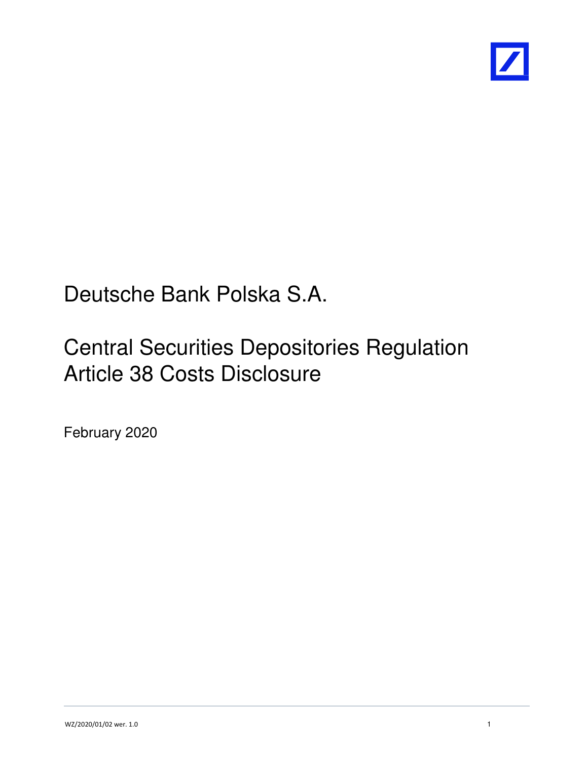# Deutsche Bank Polska S.A.

## Central Securities Depositories Regulation Article 38 Costs Disclosure

February 2020

WZ/2020/01/02 wer. 1.0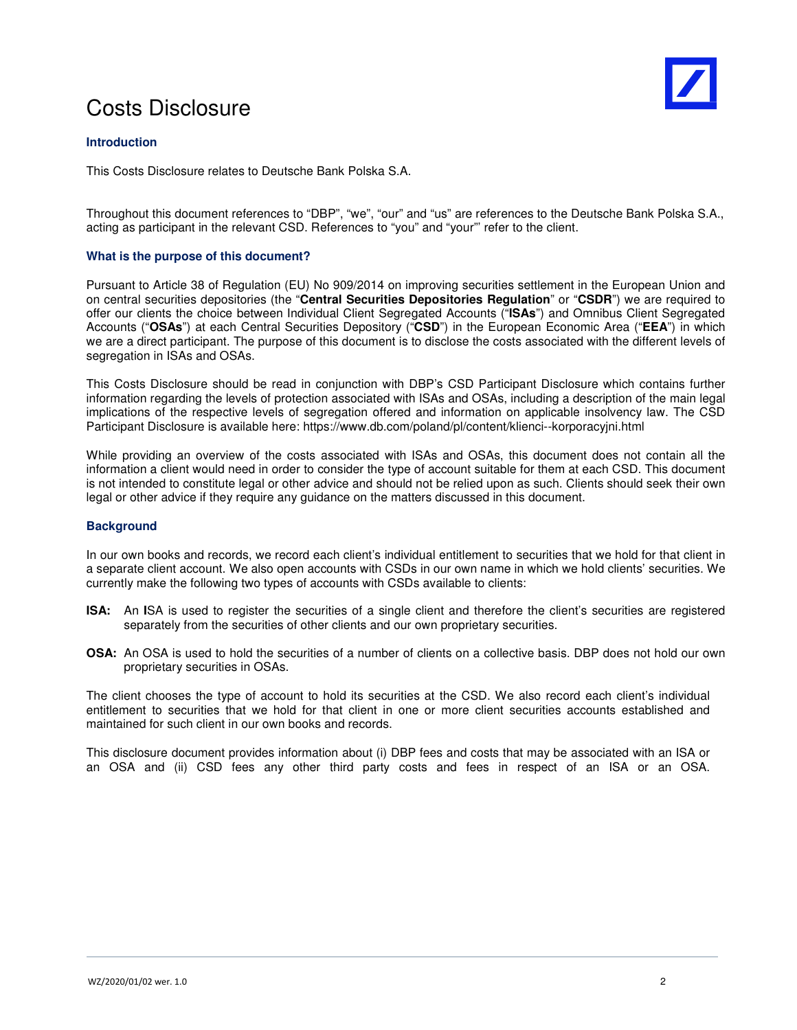# Costs Disclosure

### Introduction

This Costs Disclosure relates to Deutsche Bank Polska S.A.

Throughout this document references to "DBP", "we", "our" and "us" are references to the Deutsche Bank Polska S.A., acting as participant in the relevant CSD. References to "you" and "your'" refer to the client.

### What is the purpose of this document?

Pursuant to Article 38 of Regulation (EU) No 909/2014 on improving securities settlement in the European Union and on central securities depositories (the "**Central Securities Depositories Regulation**" or "**CSDR**") we are required to offer our clients the choice between Individual Client Segregated Accounts ("**ISAs**") and Omnibus Client Segregated Accounts ("**OSAs**") at each Central Securities Depository ("**CSD**") in the European Economic Area ("**EEA**") in which we are a direct participant. The purpose of this document is to disclose the costs associated with the different levels of segregation in ISAs and OSAs.

This Costs Disclosure should be read in conjunction with DBP's CSD Participant Disclosure which contains further information regarding the levels of protection associated with ISAs and OSAs, including a description of the main legal implications of the respective levels of segregation offered and information on applicable insolvency law. The CSD Participant Disclosure is available here: https://www.db.com/poland/pl/content/klienci--korporacyjni.html

While providing an overview of the costs associated with ISAs and OSAs, this document does not contain all the information a client would need in order to consider the type of account suitable for them at each CSD. This document is not intended to constitute legal or other advice and should not be relied upon as such. Clients should seek their own legal or other advice if they require any guidance on the matters discussed in this document.

### Background

In our own books and records, we record each client's individual entitlement to securities that we hold for that client in a separate client account. We also open accounts with CSDs in our own name in which we hold clients' securities. We currently make the following two types of accounts with CSDs available to clients:

**ISA:** An **I**SA is used to register the securities of a single client and therefore the client's securities are registered separately from the securities of other clients and our own proprietary securities.

**OSA:** An OSA is used to hold the securities of a number of clients on a collective basis. DBP does not hold our own proprietary securities in OSAs.

The client chooses the type of account to hold its securities at the CSD. We also record each client's individual entitlement to securities that we hold for that client in one or more client securities accounts established and maintained for such client in our own books and records.

This disclosure document provides information about (i) DBP fees and costs that may be associated with an ISA or an OSA and (ii) CSD fees any other third party costs and fees in respect of an ISA or an OSA.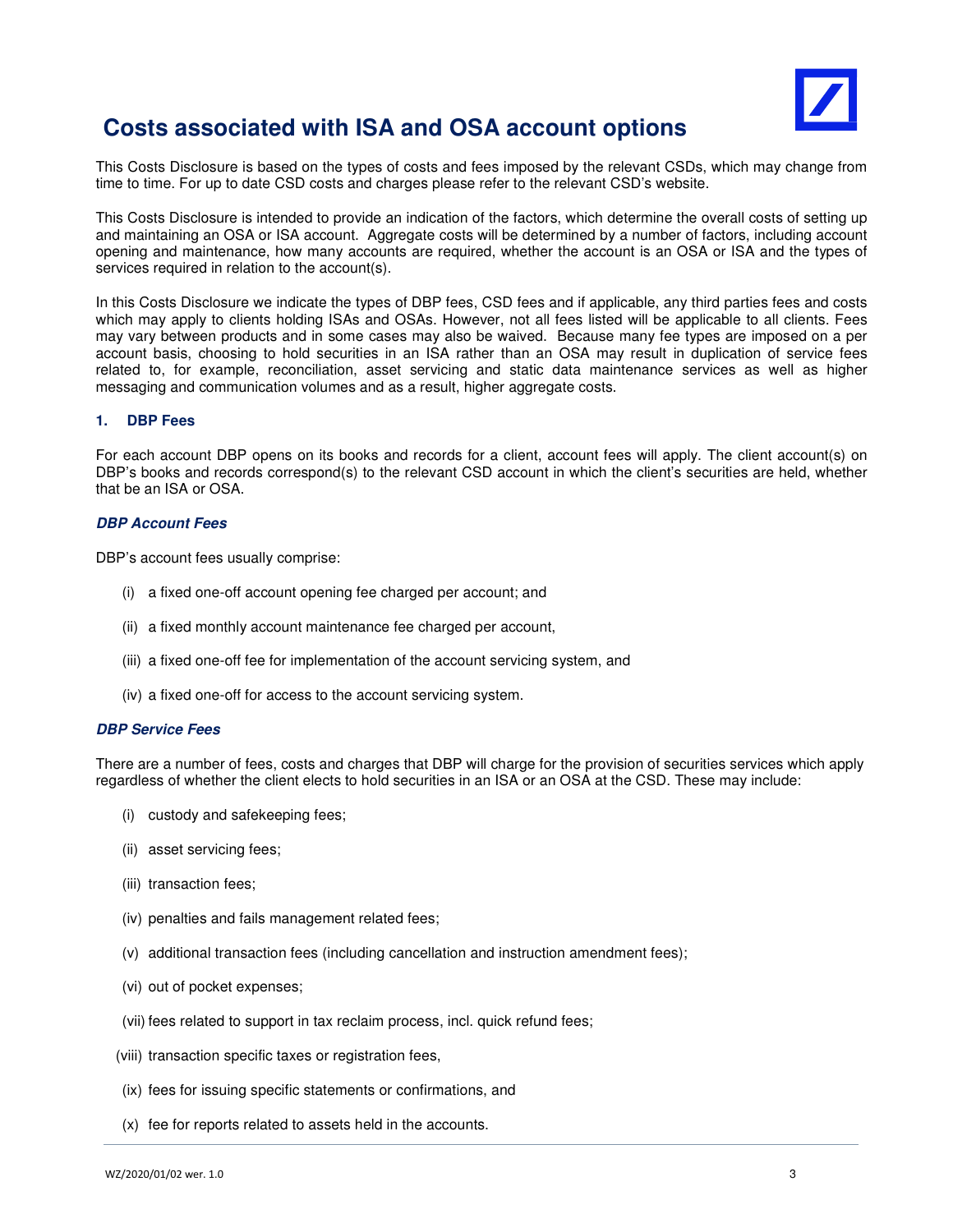# Costs associated with ISA and OSA account options

This Costs Disclosure is based on the types of costs and fees imposed by the relevant CSDs, which may change from time to time. For up to date CSD costs and charges please refer to the relevant CSD's website.

This Costs Disclosure is intended to provide an indication of the factors, which determine the overall costs of setting up and maintaining an OSA or ISA account. Aggregate costs will be determined by a number of factors, including account opening and maintenance, how many accounts are required, whether the account is an OSA or ISA and the types of services required in relation to the account(s).

In this Costs Disclosure we indicate the types of DBP fees, CSD fees and if applicable, any third parties fees and costs which may apply to clients holding ISAs and OSAs. However, not all fees listed will be applicable to all clients. Fees may vary between products and in some cases may also be waived. Because many fee types are imposed on a per account basis, choosing to hold securities in an ISA rather than an OSA may result in duplication of service fees related to, for example, reconciliation, asset servicing and static data maintenance services as well as higher messaging and communication volumes and as a result, higher aggregate costs.

## 1. DBP Fees

For each account DBP opens on its books and records for a client, account fees will apply. The client account(s) on DBP's books and records correspond(s) to the relevant CSD account in which the client's securities are held, whether that be an ISA or OSA.

### *DBP Account Fees*

DBP's account fees usually comprise:

(i) a fixed one-off account opening fee charged per account; and

(ii) a fixed monthly account maintenance fee charged per account,

(iii) a fixed one-off fee for implementation of the account servicing system, and

(iv) a fixed one-off for access to the account servicing system.

### *DBP Service Fees*

There are a number of fees, costs and charges that DBP will charge for the provision of securities services which apply regardless of whether the client elects to hold securities in an ISA or an OSA at the CSD. These may include:

(i) custody and safekeeping fees;

(ii) asset servicing fees;

(iii) transaction fees;

(iv) penalties and fails management related fees;

(v) additional transaction fees (including cancellation and instruction amendment fees);

(vi) out of pocket expenses;

(vii) fees related to support in tax reclaim process, incl. quick refund fees;

(viii) transaction specific taxes or registration fees,

(ix) fees for issuing specific statements or confirmations, and

(x) fee for reports related to assets held in the accounts.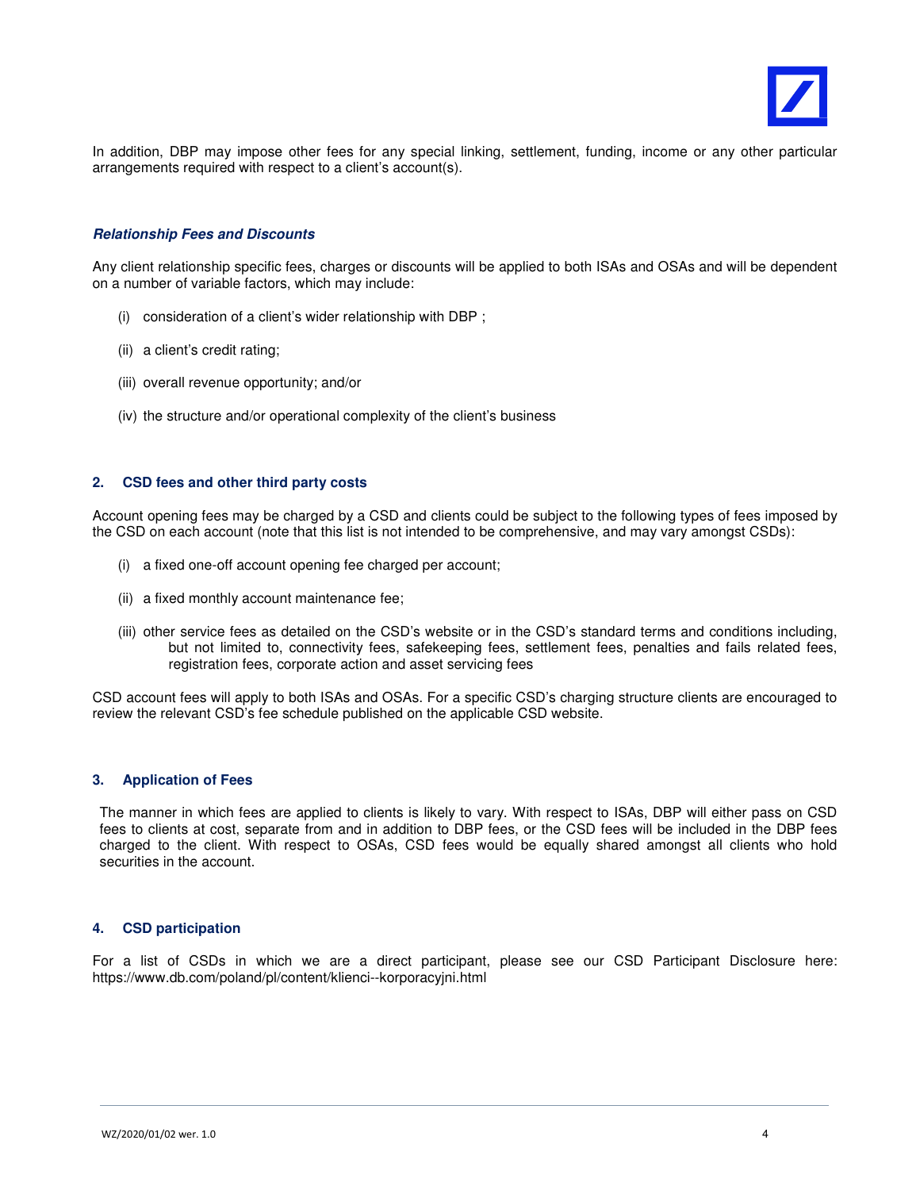In addition, DBP may impose other fees for any special linking, settlement, funding, income or any other particular arrangements required with respect to a client's account(s).

***Relationship Fees and Discounts***

Any client relationship specific fees, charges or discounts will be applied to both ISAs and OSAs and will be dependent on a number of variable factors, which may include:

(i) consideration of a client's wider relationship with DBP ;

(ii) a client's credit rating;

(iii) overall revenue opportunity; and/or

(iv) the structure and/or operational complexity of the client's business

## 2. CSD fees and other third party costs

Account opening fees may be charged by a CSD and clients could be subject to the following types of fees imposed by the CSD on each account (note that this list is not intended to be comprehensive, and may vary amongst CSDs):

(i) a fixed one-off account opening fee charged per account;

(ii) a fixed monthly account maintenance fee;

(iii) other service fees as detailed on the CSD's website or in the CSD's standard terms and conditions including, but not limited to, connectivity fees, safekeeping fees, settlement fees, penalties and fails related fees, registration fees, corporate action and asset servicing fees

CSD account fees will apply to both ISAs and OSAs. For a specific CSD's charging structure clients are encouraged to review the relevant CSD's fee schedule published on the applicable CSD website.

## 3. Application of Fees

The manner in which fees are applied to clients is likely to vary. With respect to ISAs, DBP will either pass on CSD fees to clients at cost, separate from and in addition to DBP fees, or the CSD fees will be included in the DBP fees charged to the client. With respect to OSAs, CSD fees would be equally shared amongst all clients who hold securities in the account.

## 4. CSD participation

For a list of CSDs in which we are a direct participant, please see our CSD Participant Disclosure here: https://www.db.com/poland/pl/content/klienci--korporacyjni.html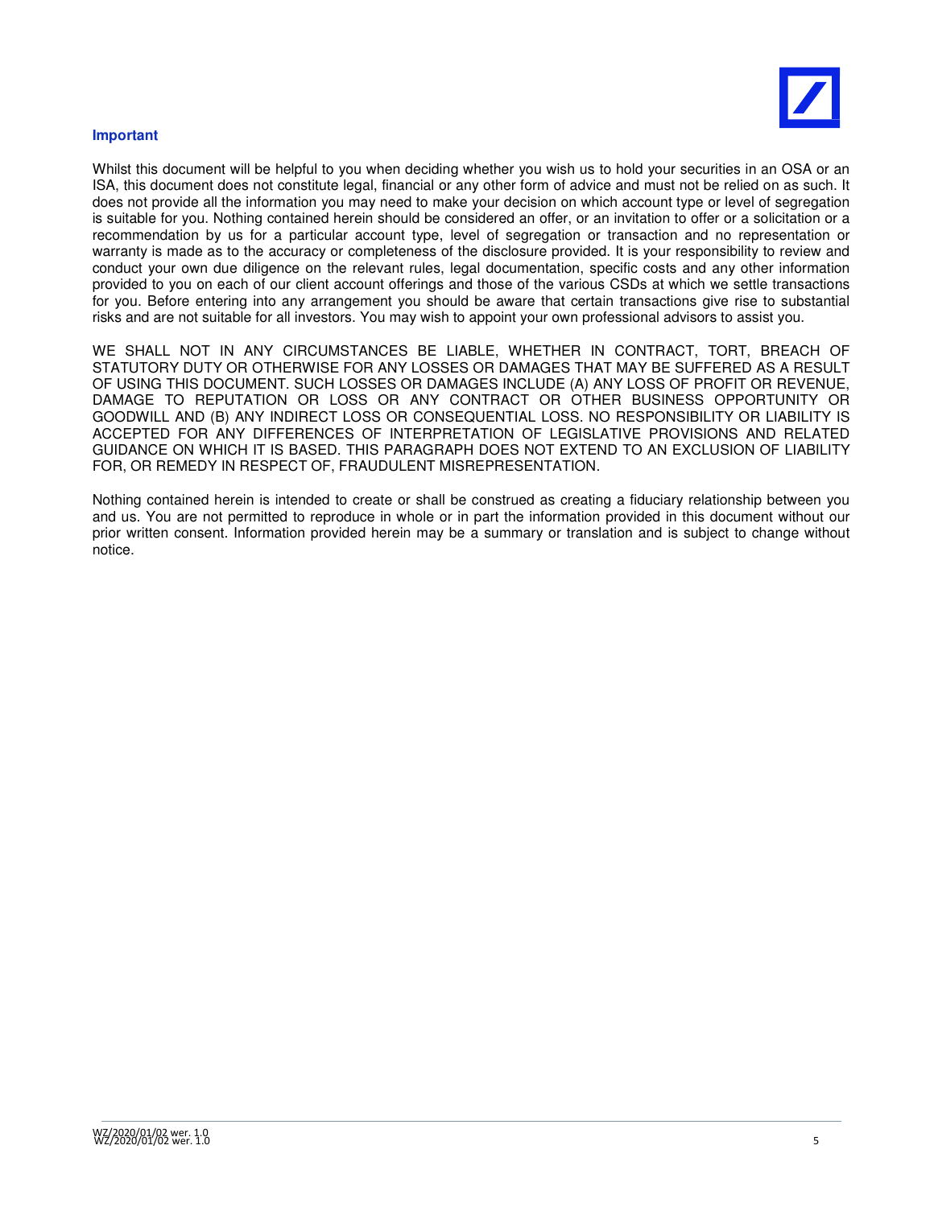## Important

Whilst this document will be helpful to you when deciding whether you wish us to hold your securities in an OSA or an ISA, this document does not constitute legal, financial or any other form of advice and must not be relied on as such. It does not provide all the information you may need to make your decision on which account type or level of segregation is suitable for you. Nothing contained herein should be considered an offer, or an invitation to offer or a solicitation or a recommendation by us for a particular account type, level of segregation or transaction and no representation or warranty is made as to the accuracy or completeness of the disclosure provided. It is your responsibility to review and conduct your own due diligence on the relevant rules, legal documentation, specific costs and any other information provided to you on each of our client account offerings and those of the various CSDs at which we settle transactions for you. Before entering into any arrangement you should be aware that certain transactions give rise to substantial risks and are not suitable for all investors. You may wish to appoint your own professional advisors to assist you.

WE SHALL NOT IN ANY CIRCUMSTANCES BE LIABLE, WHETHER IN CONTRACT, TORT, BREACH OF STATUTORY DUTY OR OTHERWISE FOR ANY LOSSES OR DAMAGES THAT MAY BE SUFFERED AS A RESULT OF USING THIS DOCUMENT. SUCH LOSSES OR DAMAGES INCLUDE (A) ANY LOSS OF PROFIT OR REVENUE, DAMAGE TO REPUTATION OR LOSS OR ANY CONTRACT OR OTHER BUSINESS OPPORTUNITY OR GOODWILL AND (B) ANY INDIRECT LOSS OR CONSEQUENTIAL LOSS. NO RESPONSIBILITY OR LIABILITY IS ACCEPTED FOR ANY DIFFERENCES OF INTERPRETATION OF LEGISLATIVE PROVISIONS AND RELATED GUIDANCE ON WHICH IT IS BASED. THIS PARAGRAPH DOES NOT EXTEND TO AN EXCLUSION OF LIABILITY FOR, OR REMEDY IN RESPECT OF, FRAUDULENT MISREPRESENTATION.

Nothing contained herein is intended to create or shall be construed as creating a fiduciary relationship between you and us. You are not permitted to reproduce in whole or in part the information provided in this document without our prior written consent. Information provided herein may be a summary or translation and is subject to change without notice.